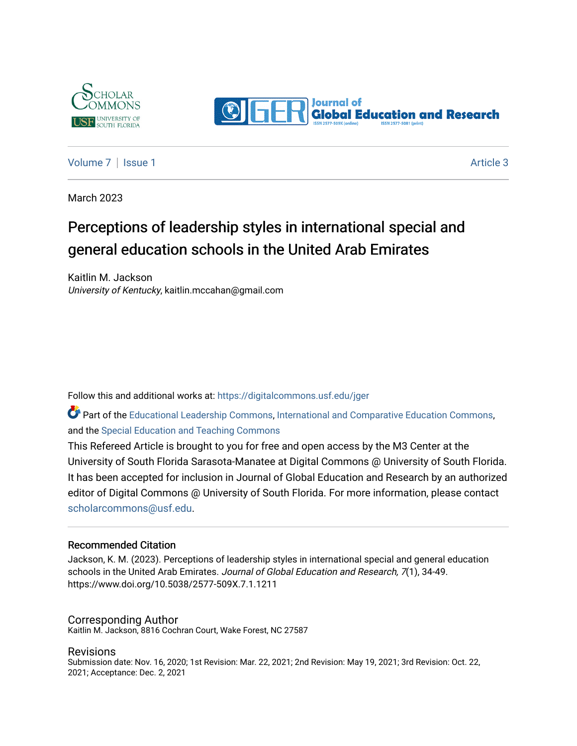Volume 7 | Issue 1 Article 3

March 2023

# Perceptions of leadership styles in international special and general education schools in the United Arab Emirates

Kaitlin M. Jackson
*University of Kentucky*, kaitlin.mccahan@gmail.com

Follow this and additional works at: https://digitalcommons.usf.edu/jger

Part of the Educational Leadership Commons, International and Comparative Education Commons, and the Special Education and Teaching Commons

This Refereed Article is brought to you for free and open access by the M3 Center at the University of South Florida Sarasota-Manatee at Digital Commons @ University of South Florida. It has been accepted for inclusion in Journal of Global Education and Research by an authorized editor of Digital Commons @ University of South Florida. For more information, please contact scholarcommons@usf.edu.

## Recommended Citation

Jackson, K. M. (2023). Perceptions of leadership styles in international special and general education schools in the United Arab Emirates. *Journal of Global Education and Research, 7*(1), 34-49. https://www.doi.org/10.5038/2577-509X.7.1.1211

## Corresponding Author

Kaitlin M. Jackson, 8816 Cochran Court, Wake Forest, NC 27587

## Revisions

Submission date: Nov. 16, 2020; 1st Revision: Mar. 22, 2021; 2nd Revision: May 19, 2021; 3rd Revision: Oct. 22, 2021; Acceptance: Dec. 2, 2021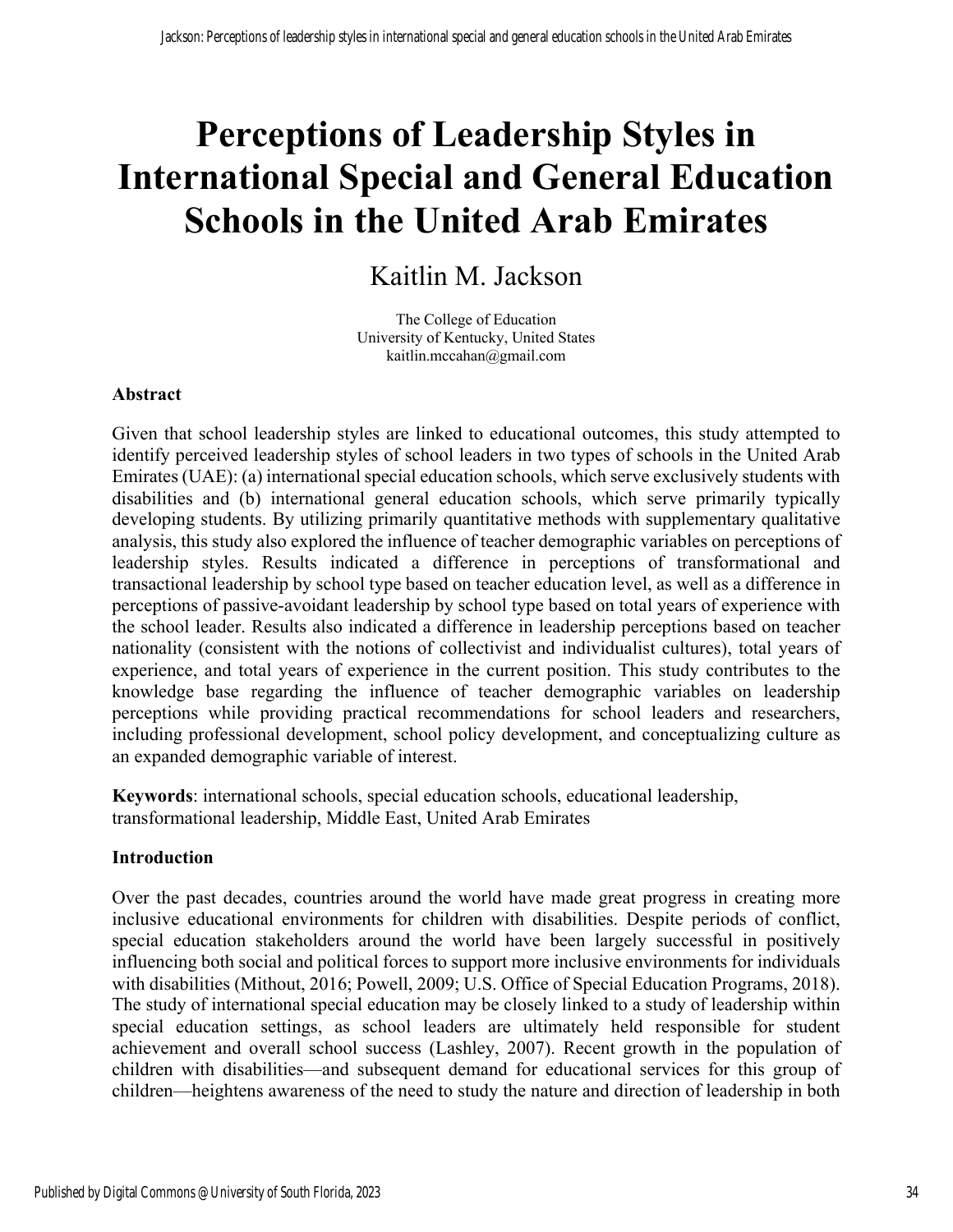# Perceptions of Leadership Styles in International Special and General Education Schools in the United Arab Emirates

Kaitlin M. Jackson

The College of Education
University of Kentucky, United States
kaitlin.mccahan@gmail.com

### Abstract

Given that school leadership styles are linked to educational outcomes, this study attempted to identify perceived leadership styles of school leaders in two types of schools in the United Arab Emirates (UAE): (a) international special education schools, which serve exclusively students with disabilities and (b) international general education schools, which serve primarily typically developing students. By utilizing primarily quantitative methods with supplementary qualitative analysis, this study also explored the influence of teacher demographic variables on perceptions of leadership styles. Results indicated a difference in perceptions of transformational and transactional leadership by school type based on teacher education level, as well as a difference in perceptions of passive-avoidant leadership by school type based on total years of experience with the school leader. Results also indicated a difference in leadership perceptions based on teacher nationality (consistent with the notions of collectivist and individualist cultures), total years of experience, and total years of experience in the current position. This study contributes to the knowledge base regarding the influence of teacher demographic variables on leadership perceptions while providing practical recommendations for school leaders and researchers, including professional development, school policy development, and conceptualizing culture as an expanded demographic variable of interest.

**Keywords**: international schools, special education schools, educational leadership, transformational leadership, Middle East, United Arab Emirates

### Introduction

Over the past decades, countries around the world have made great progress in creating more inclusive educational environments for children with disabilities. Despite periods of conflict, special education stakeholders around the world have been largely successful in positively influencing both social and political forces to support more inclusive environments for individuals with disabilities (Mithout, 2016; Powell, 2009; U.S. Office of Special Education Programs, 2018). The study of international special education may be closely linked to a study of leadership within special education settings, as school leaders are ultimately held responsible for student achievement and overall school success (Lashley, 2007). Recent growth in the population of children with disabilities—and subsequent demand for educational services for this group of children—heightens awareness of the need to study the nature and direction of leadership in both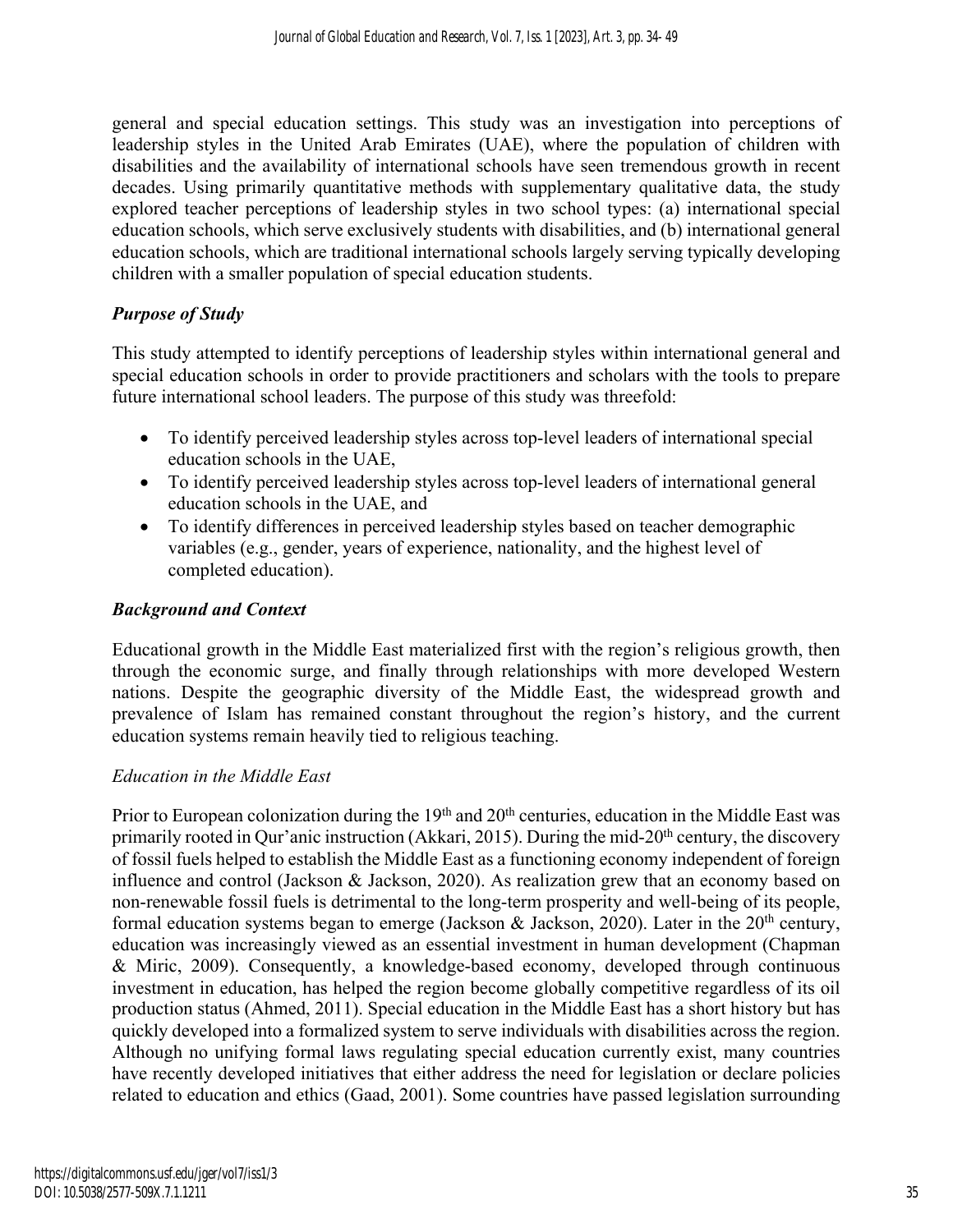general and special education settings. This study was an investigation into perceptions of leadership styles in the United Arab Emirates (UAE), where the population of children with disabilities and the availability of international schools have seen tremendous growth in recent decades. Using primarily quantitative methods with supplementary qualitative data, the study explored teacher perceptions of leadership styles in two school types: (a) international special education schools, which serve exclusively students with disabilities, and (b) international general education schools, which are traditional international schools largely serving typically developing children with a smaller population of special education students.

## *Purpose of Study*

This study attempted to identify perceptions of leadership styles within international general and special education schools in order to provide practitioners and scholars with the tools to prepare future international school leaders. The purpose of this study was threefold:

- To identify perceived leadership styles across top-level leaders of international special education schools in the UAE,
- To identify perceived leadership styles across top-level leaders of international general education schools in the UAE, and
- To identify differences in perceived leadership styles based on teacher demographic variables (e.g., gender, years of experience, nationality, and the highest level of completed education).

## *Background and Context*

Educational growth in the Middle East materialized first with the region's religious growth, then through the economic surge, and finally through relationships with more developed Western nations. Despite the geographic diversity of the Middle East, the widespread growth and prevalence of Islam has remained constant throughout the region's history, and the current education systems remain heavily tied to religious teaching.

### *Education in the Middle East*

Prior to European colonization during the 19th and 20th centuries, education in the Middle East was primarily rooted in Qur'anic instruction (Akkari, 2015). During the mid-20th century, the discovery of fossil fuels helped to establish the Middle East as a functioning economy independent of foreign influence and control (Jackson & Jackson, 2020). As realization grew that an economy based on non-renewable fossil fuels is detrimental to the long-term prosperity and well-being of its people, formal education systems began to emerge (Jackson & Jackson, 2020). Later in the 20th century, education was increasingly viewed as an essential investment in human development (Chapman & Miric, 2009). Consequently, a knowledge-based economy, developed through continuous investment in education, has helped the region become globally competitive regardless of its oil production status (Ahmed, 2011). Special education in the Middle East has a short history but has quickly developed into a formalized system to serve individuals with disabilities across the region. Although no unifying formal laws regulating special education currently exist, many countries have recently developed initiatives that either address the need for legislation or declare policies related to education and ethics (Gaad, 2001). Some countries have passed legislation surrounding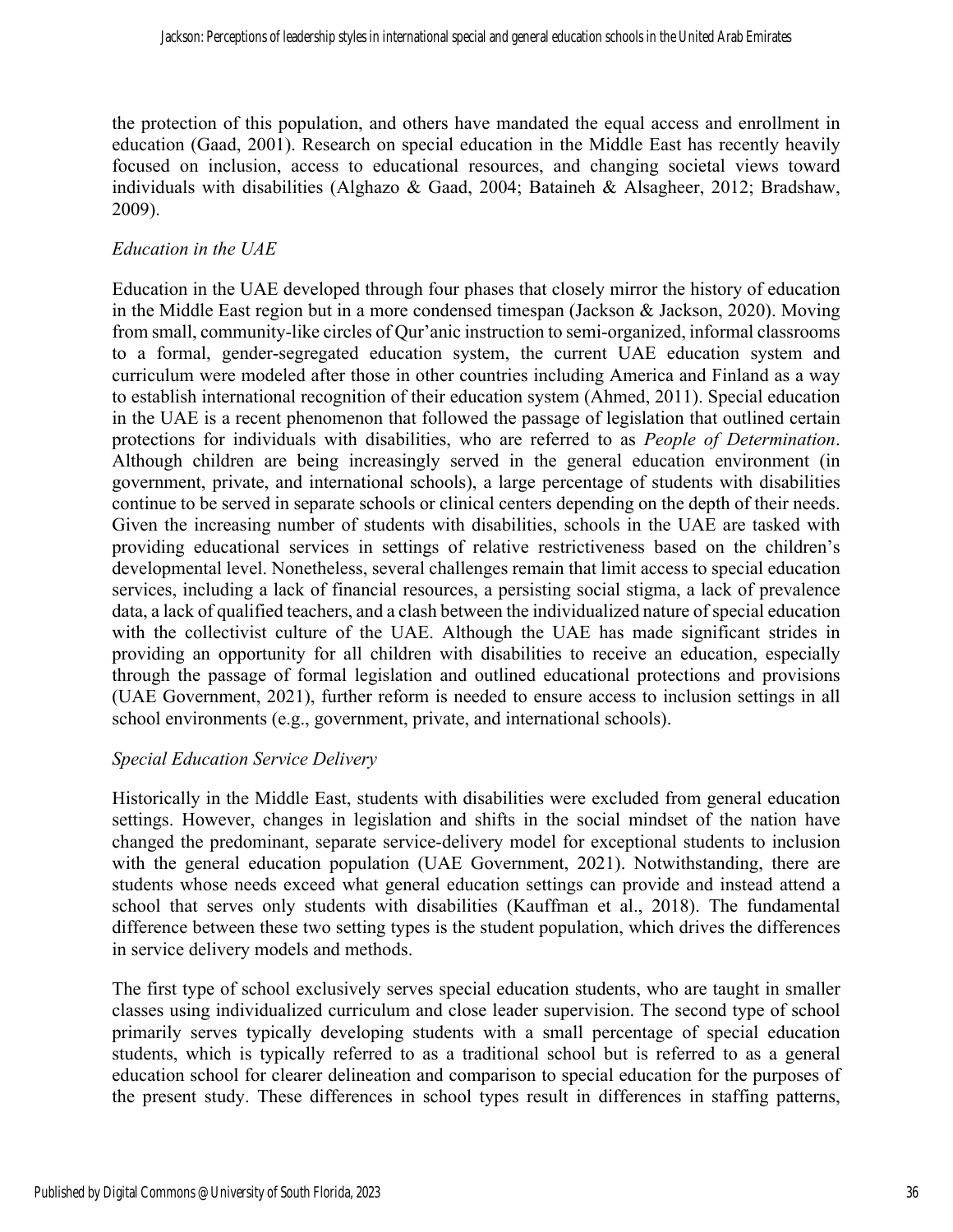the protection of this population, and others have mandated the equal access and enrollment in education (Gaad, 2001). Research on special education in the Middle East has recently heavily focused on inclusion, access to educational resources, and changing societal views toward individuals with disabilities (Alghazo & Gaad, 2004; Bataineh & Alsagheer, 2012; Bradshaw, 2009).

### *Education in the UAE*

Education in the UAE developed through four phases that closely mirror the history of education in the Middle East region but in a more condensed timespan (Jackson & Jackson, 2020). Moving from small, community-like circles of Qur'anic instruction to semi-organized, informal classrooms to a formal, gender-segregated education system, the current UAE education system and curriculum were modeled after those in other countries including America and Finland as a way to establish international recognition of their education system (Ahmed, 2011). Special education in the UAE is a recent phenomenon that followed the passage of legislation that outlined certain protections for individuals with disabilities, who are referred to as *People of Determination*. Although children are being increasingly served in the general education environment (in government, private, and international schools), a large percentage of students with disabilities continue to be served in separate schools or clinical centers depending on the depth of their needs. Given the increasing number of students with disabilities, schools in the UAE are tasked with providing educational services in settings of relative restrictiveness based on the children's developmental level. Nonetheless, several challenges remain that limit access to special education services, including a lack of financial resources, a persisting social stigma, a lack of prevalence data, a lack of qualified teachers, and a clash between the individualized nature of special education with the collectivist culture of the UAE. Although the UAE has made significant strides in providing an opportunity for all children with disabilities to receive an education, especially through the passage of formal legislation and outlined educational protections and provisions (UAE Government, 2021), further reform is needed to ensure access to inclusion settings in all school environments (e.g., government, private, and international schools).

### *Special Education Service Delivery*

Historically in the Middle East, students with disabilities were excluded from general education settings. However, changes in legislation and shifts in the social mindset of the nation have changed the predominant, separate service-delivery model for exceptional students to inclusion with the general education population (UAE Government, 2021). Notwithstanding, there are students whose needs exceed what general education settings can provide and instead attend a school that serves only students with disabilities (Kauffman et al., 2018). The fundamental difference between these two setting types is the student population, which drives the differences in service delivery models and methods.

The first type of school exclusively serves special education students, who are taught in smaller classes using individualized curriculum and close leader supervision. The second type of school primarily serves typically developing students with a small percentage of special education students, which is typically referred to as a traditional school but is referred to as a general education school for clearer delineation and comparison to special education for the purposes of the present study. These differences in school types result in differences in staffing patterns,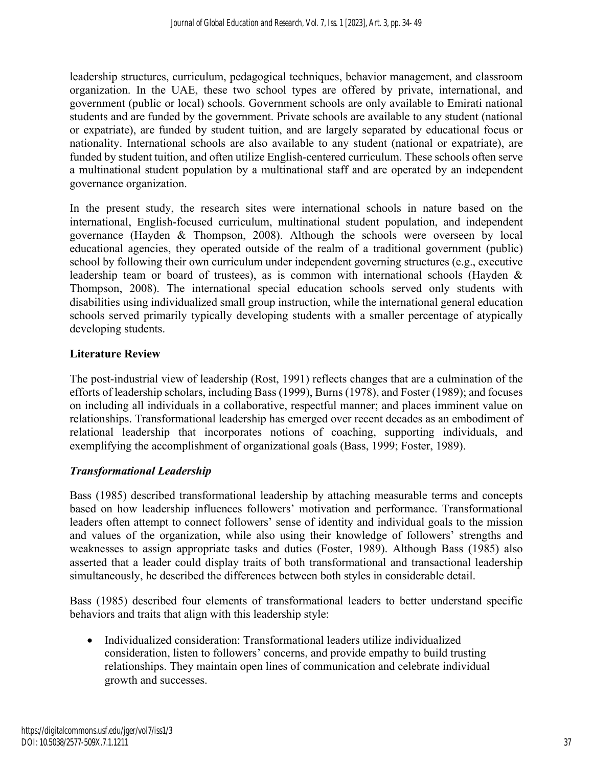leadership structures, curriculum, pedagogical techniques, behavior management, and classroom organization. In the UAE, these two school types are offered by private, international, and government (public or local) schools. Government schools are only available to Emirati national students and are funded by the government. Private schools are available to any student (national or expatriate), are funded by student tuition, and are largely separated by educational focus or nationality. International schools are also available to any student (national or expatriate), are funded by student tuition, and often utilize English-centered curriculum. These schools often serve a multinational student population by a multinational staff and are operated by an independent governance organization.

In the present study, the research sites were international schools in nature based on the international, English-focused curriculum, multinational student population, and independent governance (Hayden & Thompson, 2008). Although the schools were overseen by local educational agencies, they operated outside of the realm of a traditional government (public) school by following their own curriculum under independent governing structures (e.g., executive leadership team or board of trustees), as is common with international schools (Hayden & Thompson, 2008). The international special education schools served only students with disabilities using individualized small group instruction, while the international general education schools served primarily typically developing students with a smaller percentage of atypically developing students.

## Literature Review

The post-industrial view of leadership (Rost, 1991) reflects changes that are a culmination of the efforts of leadership scholars, including Bass (1999), Burns (1978), and Foster (1989); and focuses on including all individuals in a collaborative, respectful manner; and places imminent value on relationships. Transformational leadership has emerged over recent decades as an embodiment of relational leadership that incorporates notions of coaching, supporting individuals, and exemplifying the accomplishment of organizational goals (Bass, 1999; Foster, 1989).

### *Transformational Leadership*

Bass (1985) described transformational leadership by attaching measurable terms and concepts based on how leadership influences followers' motivation and performance. Transformational leaders often attempt to connect followers' sense of identity and individual goals to the mission and values of the organization, while also using their knowledge of followers' strengths and weaknesses to assign appropriate tasks and duties (Foster, 1989). Although Bass (1985) also asserted that a leader could display traits of both transformational and transactional leadership simultaneously, he described the differences between both styles in considerable detail.

Bass (1985) described four elements of transformational leaders to better understand specific behaviors and traits that align with this leadership style:

- Individualized consideration: Transformational leaders utilize individualized consideration, listen to followers' concerns, and provide empathy to build trusting relationships. They maintain open lines of communication and celebrate individual growth and successes.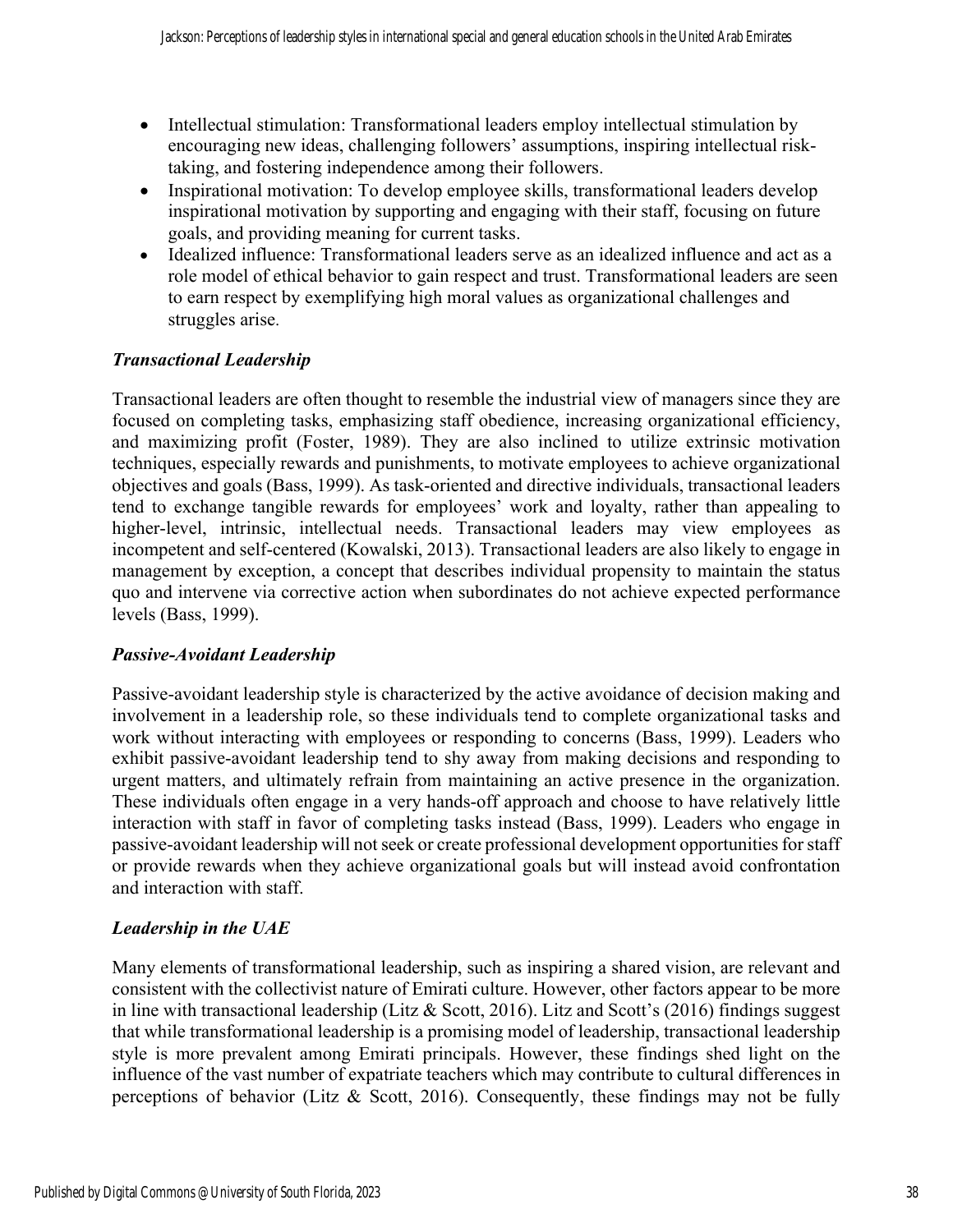- Intellectual stimulation: Transformational leaders employ intellectual stimulation by encouraging new ideas, challenging followers' assumptions, inspiring intellectual risk-taking, and fostering independence among their followers.
- Inspirational motivation: To develop employee skills, transformational leaders develop inspirational motivation by supporting and engaging with their staff, focusing on future goals, and providing meaning for current tasks.
- Idealized influence: Transformational leaders serve as an idealized influence and act as a role model of ethical behavior to gain respect and trust. Transformational leaders are seen to earn respect by exemplifying high moral values as organizational challenges and struggles arise.

### *Transactional Leadership*

Transactional leaders are often thought to resemble the industrial view of managers since they are focused on completing tasks, emphasizing staff obedience, increasing organizational efficiency, and maximizing profit (Foster, 1989). They are also inclined to utilize extrinsic motivation techniques, especially rewards and punishments, to motivate employees to achieve organizational objectives and goals (Bass, 1999). As task-oriented and directive individuals, transactional leaders tend to exchange tangible rewards for employees' work and loyalty, rather than appealing to higher-level, intrinsic, intellectual needs. Transactional leaders may view employees as incompetent and self-centered (Kowalski, 2013). Transactional leaders are also likely to engage in management by exception, a concept that describes individual propensity to maintain the status quo and intervene via corrective action when subordinates do not achieve expected performance levels (Bass, 1999).

### *Passive-Avoidant Leadership*

Passive-avoidant leadership style is characterized by the active avoidance of decision making and involvement in a leadership role, so these individuals tend to complete organizational tasks and work without interacting with employees or responding to concerns (Bass, 1999). Leaders who exhibit passive-avoidant leadership tend to shy away from making decisions and responding to urgent matters, and ultimately refrain from maintaining an active presence in the organization. These individuals often engage in a very hands-off approach and choose to have relatively little interaction with staff in favor of completing tasks instead (Bass, 1999). Leaders who engage in passive-avoidant leadership will not seek or create professional development opportunities for staff or provide rewards when they achieve organizational goals but will instead avoid confrontation and interaction with staff.

### *Leadership in the UAE*

Many elements of transformational leadership, such as inspiring a shared vision, are relevant and consistent with the collectivist nature of Emirati culture. However, other factors appear to be more in line with transactional leadership (Litz & Scott, 2016). Litz and Scott's (2016) findings suggest that while transformational leadership is a promising model of leadership, transactional leadership style is more prevalent among Emirati principals. However, these findings shed light on the influence of the vast number of expatriate teachers which may contribute to cultural differences in perceptions of behavior (Litz & Scott, 2016). Consequently, these findings may not be fully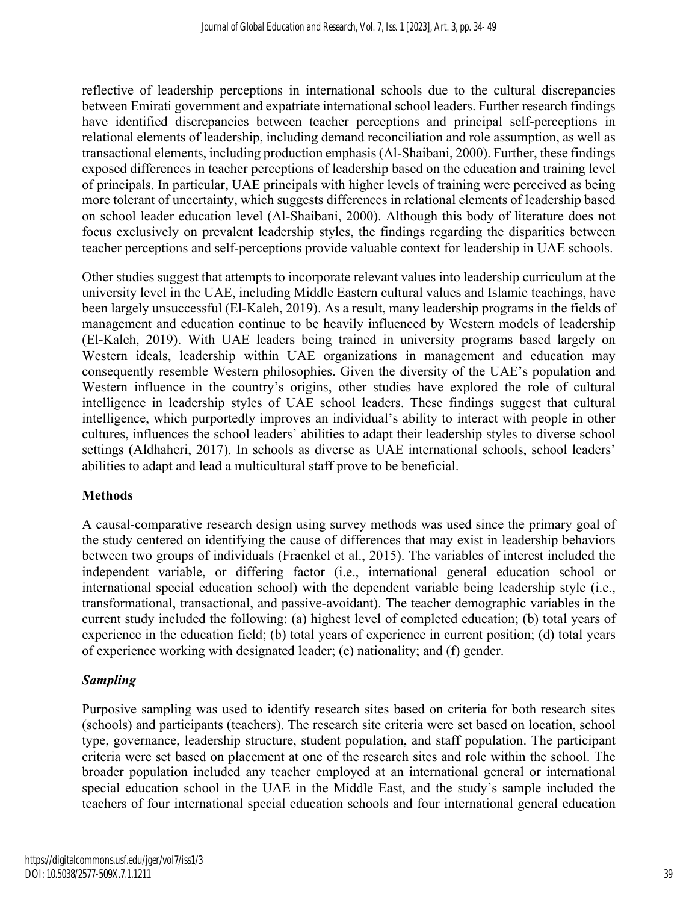reflective of leadership perceptions in international schools due to the cultural discrepancies between Emirati government and expatriate international school leaders. Further research findings have identified discrepancies between teacher perceptions and principal self-perceptions in relational elements of leadership, including demand reconciliation and role assumption, as well as transactional elements, including production emphasis (Al-Shaibani, 2000). Further, these findings exposed differences in teacher perceptions of leadership based on the education and training level of principals. In particular, UAE principals with higher levels of training were perceived as being more tolerant of uncertainty, which suggests differences in relational elements of leadership based on school leader education level (Al-Shaibani, 2000). Although this body of literature does not focus exclusively on prevalent leadership styles, the findings regarding the disparities between teacher perceptions and self-perceptions provide valuable context for leadership in UAE schools.

Other studies suggest that attempts to incorporate relevant values into leadership curriculum at the university level in the UAE, including Middle Eastern cultural values and Islamic teachings, have been largely unsuccessful (El-Kaleh, 2019). As a result, many leadership programs in the fields of management and education continue to be heavily influenced by Western models of leadership (El-Kaleh, 2019). With UAE leaders being trained in university programs based largely on Western ideals, leadership within UAE organizations in management and education may consequently resemble Western philosophies. Given the diversity of the UAE's population and Western influence in the country's origins, other studies have explored the role of cultural intelligence in leadership styles of UAE school leaders. These findings suggest that cultural intelligence, which purportedly improves an individual's ability to interact with people in other cultures, influences the school leaders' abilities to adapt their leadership styles to diverse school settings (Aldhaheri, 2017). In schools as diverse as UAE international schools, school leaders' abilities to adapt and lead a multicultural staff prove to be beneficial.

## Methods

A causal-comparative research design using survey methods was used since the primary goal of the study centered on identifying the cause of differences that may exist in leadership behaviors between two groups of individuals (Fraenkel et al., 2015). The variables of interest included the independent variable, or differing factor (i.e., international general education school or international special education school) with the dependent variable being leadership style (i.e., transformational, transactional, and passive-avoidant). The teacher demographic variables in the current study included the following: (a) highest level of completed education; (b) total years of experience in the education field; (b) total years of experience in current position; (d) total years of experience working with designated leader; (e) nationality; and (f) gender.

### *Sampling*

Purposive sampling was used to identify research sites based on criteria for both research sites (schools) and participants (teachers). The research site criteria were set based on location, school type, governance, leadership structure, student population, and staff population. The participant criteria were set based on placement at one of the research sites and role within the school. The broader population included any teacher employed at an international general or international special education school in the UAE in the Middle East, and the study's sample included the teachers of four international special education schools and four international general education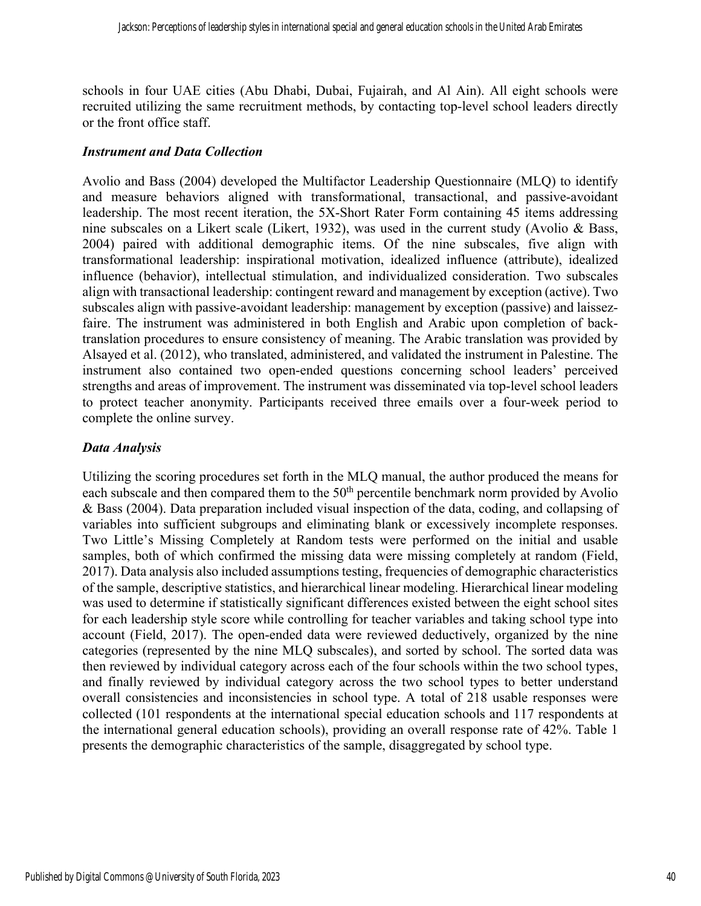schools in four UAE cities (Abu Dhabi, Dubai, Fujairah, and Al Ain). All eight schools were recruited utilizing the same recruitment methods, by contacting top-level school leaders directly or the front office staff.

### *Instrument and Data Collection*

Avolio and Bass (2004) developed the Multifactor Leadership Questionnaire (MLQ) to identify and measure behaviors aligned with transformational, transactional, and passive-avoidant leadership. The most recent iteration, the 5X-Short Rater Form containing 45 items addressing nine subscales on a Likert scale (Likert, 1932), was used in the current study (Avolio & Bass, 2004) paired with additional demographic items. Of the nine subscales, five align with transformational leadership: inspirational motivation, idealized influence (attribute), idealized influence (behavior), intellectual stimulation, and individualized consideration. Two subscales align with transactional leadership: contingent reward and management by exception (active). Two subscales align with passive-avoidant leadership: management by exception (passive) and laissez-faire. The instrument was administered in both English and Arabic upon completion of back-translation procedures to ensure consistency of meaning. The Arabic translation was provided by Alsayed et al. (2012), who translated, administered, and validated the instrument in Palestine. The instrument also contained two open-ended questions concerning school leaders' perceived strengths and areas of improvement. The instrument was disseminated via top-level school leaders to protect teacher anonymity. Participants received three emails over a four-week period to complete the online survey.

### *Data Analysis*

Utilizing the scoring procedures set forth in the MLQ manual, the author produced the means for each subscale and then compared them to the 50th percentile benchmark norm provided by Avolio & Bass (2004). Data preparation included visual inspection of the data, coding, and collapsing of variables into sufficient subgroups and eliminating blank or excessively incomplete responses. Two Little's Missing Completely at Random tests were performed on the initial and usable samples, both of which confirmed the missing data were missing completely at random (Field, 2017). Data analysis also included assumptions testing, frequencies of demographic characteristics of the sample, descriptive statistics, and hierarchical linear modeling. Hierarchical linear modeling was used to determine if statistically significant differences existed between the eight school sites for each leadership style score while controlling for teacher variables and taking school type into account (Field, 2017). The open-ended data were reviewed deductively, organized by the nine categories (represented by the nine MLQ subscales), and sorted by school. The sorted data was then reviewed by individual category across each of the four schools within the two school types, and finally reviewed by individual category across the two school types to better understand overall consistencies and inconsistencies in school type. A total of 218 usable responses were collected (101 respondents at the international special education schools and 117 respondents at the international general education schools), providing an overall response rate of 42%. Table 1 presents the demographic characteristics of the sample, disaggregated by school type.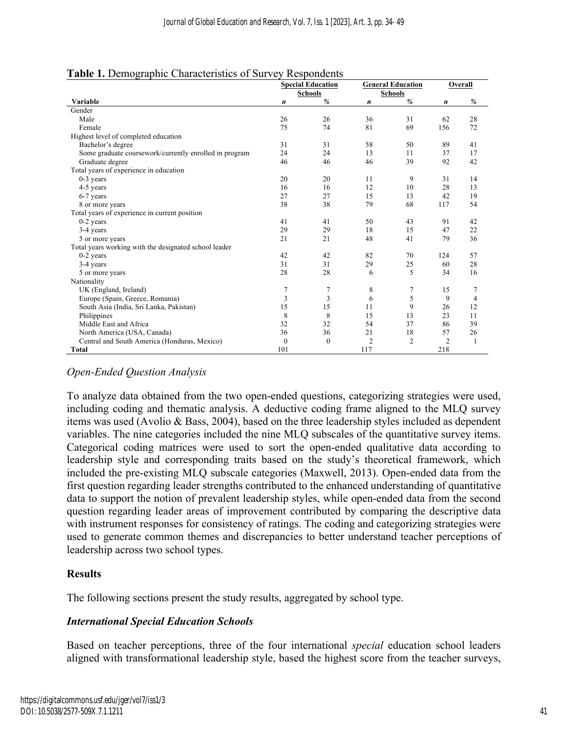**Table 1.** Demographic Characteristics of Survey Respondents

| Variable | Special Education Schools | | General Education Schools | | Overall | |
|---|---|---|---|---|---|---|
| | *n* | *%* | *n* | *%* | *n* | *%* |
| Gender | | | | | | |
| Male | 26 | 26 | 36 | 31 | 62 | 28 |
| Female | 75 | 74 | 81 | 69 | 156 | 72 |
| Highest level of completed education | | | | | | |
| Bachelor's degree | 31 | 31 | 58 | 50 | 89 | 41 |
| Some graduate coursework/currently enrolled in program | 24 | 24 | 13 | 11 | 37 | 17 |
| Graduate degree | 46 | 46 | 46 | 39 | 92 | 42 |
| Total years of experience in education | | | | | | |
| 0-3 years | 20 | 20 | 11 | 9 | 31 | 14 |
| 4-5 years | 16 | 16 | 12 | 10 | 28 | 13 |
| 6-7 years | 27 | 27 | 15 | 13 | 42 | 19 |
| 8 or more years | 38 | 38 | 79 | 68 | 117 | 54 |
| Total years of experience in current position | | | | | | |
| 0-2 years | 41 | 41 | 50 | 43 | 91 | 42 |
| 3-4 years | 29 | 29 | 18 | 15 | 47 | 22 |
| 5 or more years | 21 | 21 | 48 | 41 | 79 | 36 |
| Total years working with the designated school leader | | | | | | |
| 0-2 years | 42 | 42 | 82 | 70 | 124 | 57 |
| 3-4 years | 31 | 31 | 29 | 25 | 60 | 28 |
| 5 or more years | 28 | 28 | 6 | 5 | 34 | 16 |
| Nationality | | | | | | |
| UK (England, Ireland) | 7 | 7 | 8 | 7 | 15 | 7 |
| Europe (Spain, Greece, Romania) | 3 | 3 | 6 | 5 | 9 | 4 |
| South Asia (India, Sri Lanka, Pakistan) | 15 | 15 | 11 | 9 | 26 | 12 |
| Philippines | 8 | 8 | 15 | 13 | 23 | 11 |
| Middle East and Africa | 32 | 32 | 54 | 37 | 86 | 39 |
| North America (USA, Canada) | 36 | 36 | 21 | 18 | 57 | 26 |
| Central and South America (Honduras, Mexico) | 0 | 0 | 2 | 2 | 2 | 1 |
| **Total** | 101 | | 117 | | 218 | |

### *Open-Ended Question Analysis*

To analyze data obtained from the two open-ended questions, categorizing strategies were used, including coding and thematic analysis. A deductive coding frame aligned to the MLQ survey items was used (Avolio & Bass, 2004), based on the three leadership styles included as dependent variables. The nine categories included the nine MLQ subscales of the quantitative survey items. Categorical coding matrices were used to sort the open-ended qualitative data according to leadership style and corresponding traits based on the study's theoretical framework, which included the pre-existing MLQ subscale categories (Maxwell, 2013). Open-ended data from the first question regarding leader strengths contributed to the enhanced understanding of quantitative data to support the notion of prevalent leadership styles, while open-ended data from the second question regarding leader areas of improvement contributed by comparing the descriptive data with instrument responses for consistency of ratings. The coding and categorizing strategies were used to generate common themes and discrepancies to better understand teacher perceptions of leadership across two school types.

## Results

The following sections present the study results, aggregated by school type.

### ***International Special Education Schools***

Based on teacher perceptions, three of the four international *special* education school leaders aligned with transformational leadership style, based the highest score from the teacher surveys,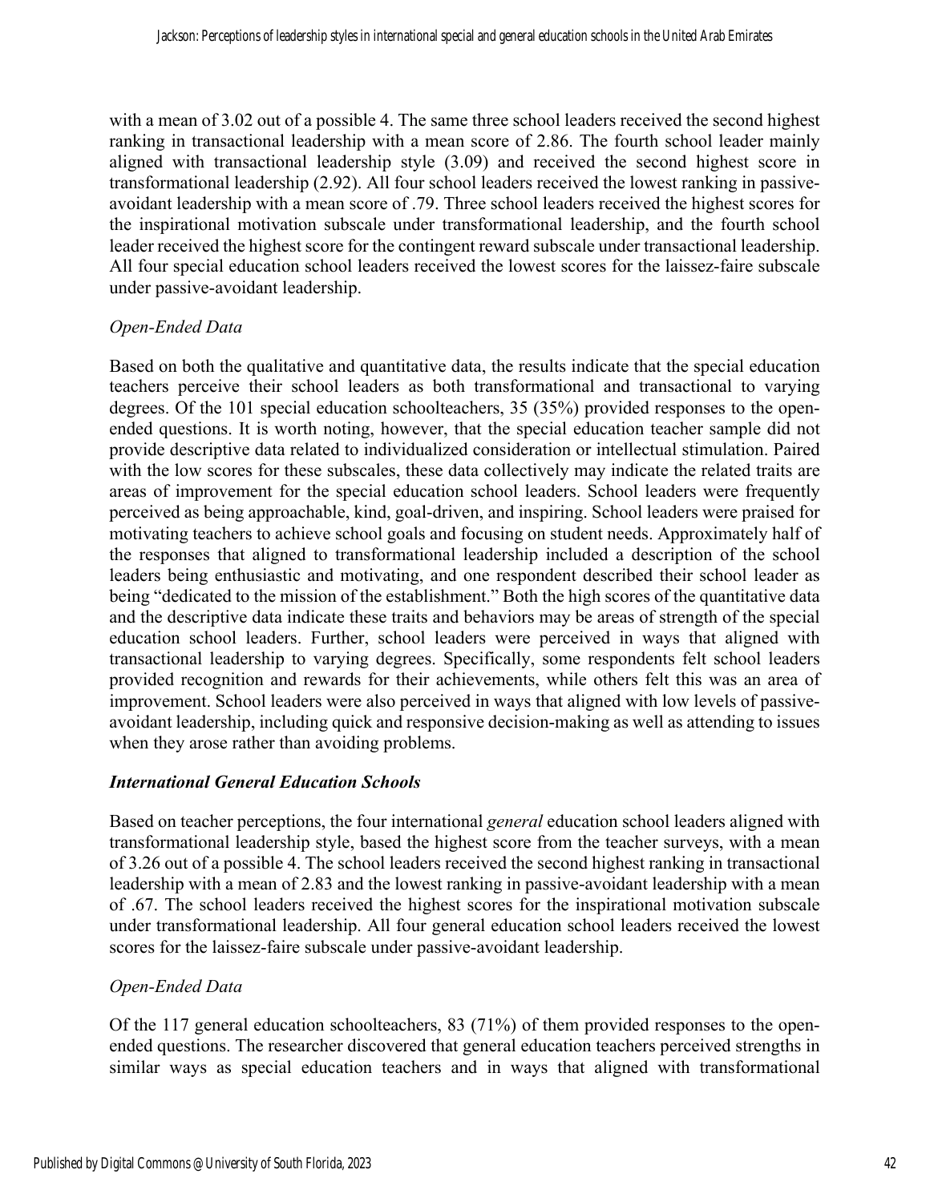with a mean of 3.02 out of a possible 4. The same three school leaders received the second highest ranking in transactional leadership with a mean score of 2.86. The fourth school leader mainly aligned with transactional leadership style (3.09) and received the second highest score in transformational leadership (2.92). All four school leaders received the lowest ranking in passive-avoidant leadership with a mean score of .79. Three school leaders received the highest scores for the inspirational motivation subscale under transformational leadership, and the fourth school leader received the highest score for the contingent reward subscale under transactional leadership. All four special education school leaders received the lowest scores for the laissez-faire subscale under passive-avoidant leadership.

#### *Open-Ended Data*

Based on both the qualitative and quantitative data, the results indicate that the special education teachers perceive their school leaders as both transformational and transactional to varying degrees. Of the 101 special education schoolteachers, 35 (35%) provided responses to the open-ended questions. It is worth noting, however, that the special education teacher sample did not provide descriptive data related to individualized consideration or intellectual stimulation. Paired with the low scores for these subscales, these data collectively may indicate the related traits are areas of improvement for the special education school leaders. School leaders were frequently perceived as being approachable, kind, goal-driven, and inspiring. School leaders were praised for motivating teachers to achieve school goals and focusing on student needs. Approximately half of the responses that aligned to transformational leadership included a description of the school leaders being enthusiastic and motivating, and one respondent described their school leader as being "dedicated to the mission of the establishment." Both the high scores of the quantitative data and the descriptive data indicate these traits and behaviors may be areas of strength of the special education school leaders. Further, school leaders were perceived in ways that aligned with transactional leadership to varying degrees. Specifically, some respondents felt school leaders provided recognition and rewards for their achievements, while others felt this was an area of improvement. School leaders were also perceived in ways that aligned with low levels of passive-avoidant leadership, including quick and responsive decision-making as well as attending to issues when they arose rather than avoiding problems.

### *International General Education Schools*

Based on teacher perceptions, the four international *general* education school leaders aligned with transformational leadership style, based the highest score from the teacher surveys, with a mean of 3.26 out of a possible 4. The school leaders received the second highest ranking in transactional leadership with a mean of 2.83 and the lowest ranking in passive-avoidant leadership with a mean of .67. The school leaders received the highest scores for the inspirational motivation subscale under transformational leadership. All four general education school leaders received the lowest scores for the laissez-faire subscale under passive-avoidant leadership.

#### *Open-Ended Data*

Of the 117 general education schoolteachers, 83 (71%) of them provided responses to the open-ended questions. The researcher discovered that general education teachers perceived strengths in similar ways as special education teachers and in ways that aligned with transformational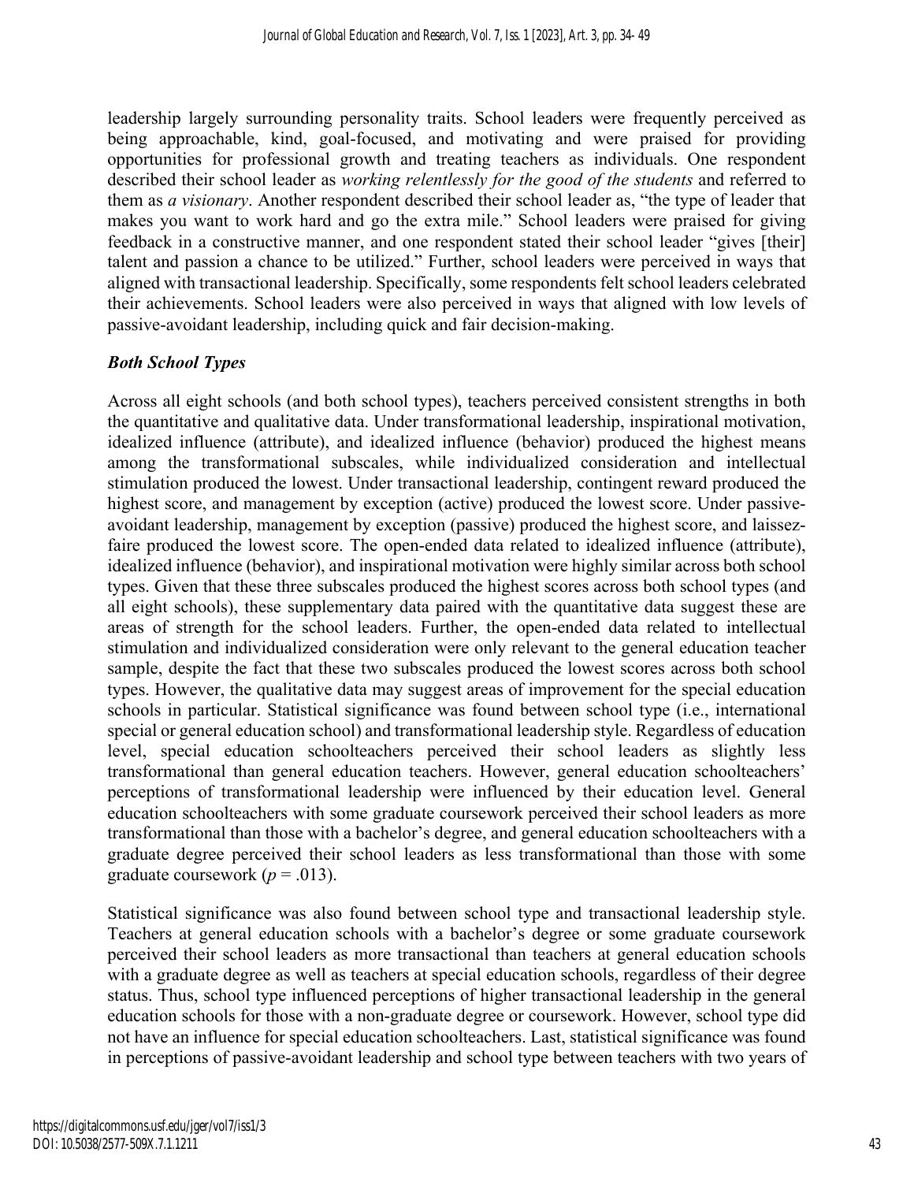leadership largely surrounding personality traits. School leaders were frequently perceived as being approachable, kind, goal-focused, and motivating and were praised for providing opportunities for professional growth and treating teachers as individuals. One respondent described their school leader as *working relentlessly for the good of the students* and referred to them as *a visionary*. Another respondent described their school leader as, "the type of leader that makes you want to work hard and go the extra mile." School leaders were praised for giving feedback in a constructive manner, and one respondent stated their school leader "gives [their] talent and passion a chance to be utilized." Further, school leaders were perceived in ways that aligned with transactional leadership. Specifically, some respondents felt school leaders celebrated their achievements. School leaders were also perceived in ways that aligned with low levels of passive-avoidant leadership, including quick and fair decision-making.

### *Both School Types*

Across all eight schools (and both school types), teachers perceived consistent strengths in both the quantitative and qualitative data. Under transformational leadership, inspirational motivation, idealized influence (attribute), and idealized influence (behavior) produced the highest means among the transformational subscales, while individualized consideration and intellectual stimulation produced the lowest. Under transactional leadership, contingent reward produced the highest score, and management by exception (active) produced the lowest score. Under passive-avoidant leadership, management by exception (passive) produced the highest score, and laissez-faire produced the lowest score. The open-ended data related to idealized influence (attribute), idealized influence (behavior), and inspirational motivation were highly similar across both school types. Given that these three subscales produced the highest scores across both school types (and all eight schools), these supplementary data paired with the quantitative data suggest these are areas of strength for the school leaders. Further, the open-ended data related to intellectual stimulation and individualized consideration were only relevant to the general education teacher sample, despite the fact that these two subscales produced the lowest scores across both school types. However, the qualitative data may suggest areas of improvement for the special education schools in particular. Statistical significance was found between school type (i.e., international special or general education school) and transformational leadership style. Regardless of education level, special education schoolteachers perceived their school leaders as slightly less transformational than general education teachers. However, general education schoolteachers' perceptions of transformational leadership were influenced by their education level. General education schoolteachers with some graduate coursework perceived their school leaders as more transformational than those with a bachelor's degree, and general education schoolteachers with a graduate degree perceived their school leaders as less transformational than those with some graduate coursework ($p = .013$).

Statistical significance was also found between school type and transactional leadership style. Teachers at general education schools with a bachelor's degree or some graduate coursework perceived their school leaders as more transactional than teachers at general education schools with a graduate degree as well as teachers at special education schools, regardless of their degree status. Thus, school type influenced perceptions of higher transactional leadership in the general education schools for those with a non-graduate degree or coursework. However, school type did not have an influence for special education schoolteachers. Last, statistical significance was found in perceptions of passive-avoidant leadership and school type between teachers with two years of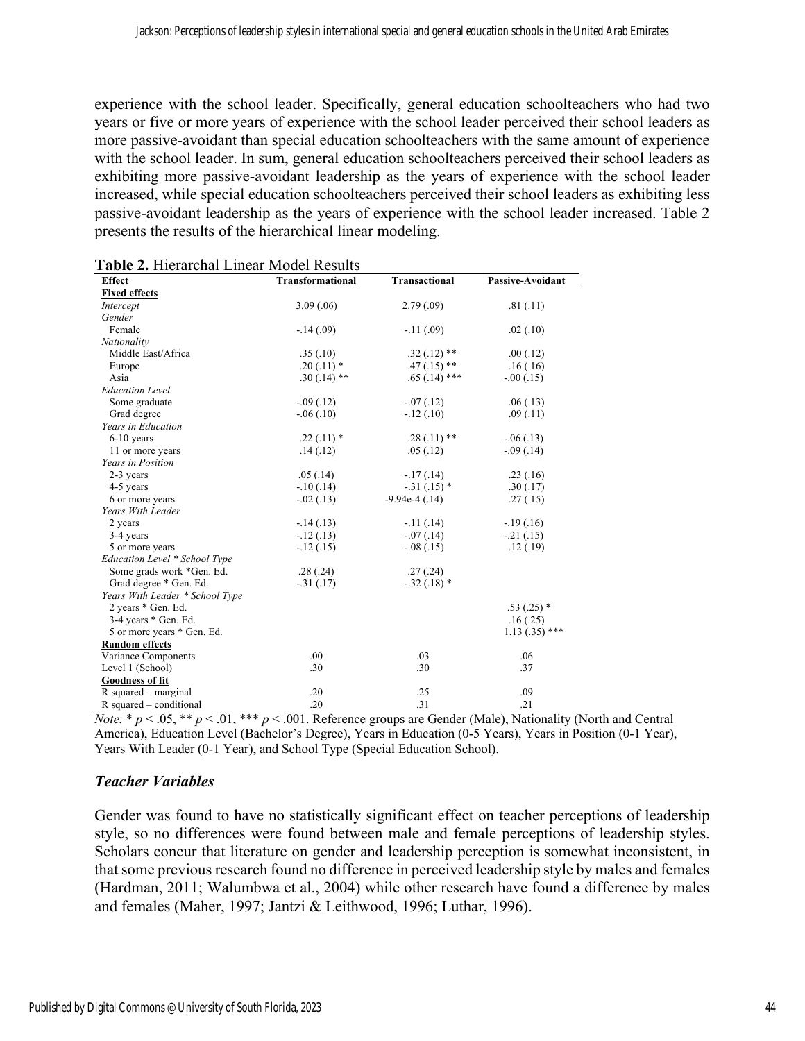experience with the school leader. Specifically, general education schoolteachers who had two years or five or more years of experience with the school leader perceived their school leaders as more passive-avoidant than special education schoolteachers with the same amount of experience with the school leader. In sum, general education schoolteachers perceived their school leaders as exhibiting more passive-avoidant leadership as the years of experience with the school leader increased, while special education schoolteachers perceived their school leaders as exhibiting less passive-avoidant leadership as the years of experience with the school leader increased. Table 2 presents the results of the hierarchical linear modeling.

**Table 2.** Hierarchal Linear Model Results

| Effect | Transformational | Transactional | Passive-Avoidant |
|---|---|---|---|
| **Fixed effects** | | | |
| *Intercept* | 3.09 (.06) | 2.79 (.09) | .81 (.11) |
| *Gender* | | | |
| Female | -.14 (.09) | -.11 (.09) | .02 (.10) |
| *Nationality* | | | |
| Middle East/Africa | .35 (.10) | .32 (.12) ** | .00 (.12) |
| Europe | .20 (.11) * | .47 (.15) ** | .16 (.16) |
| Asia | .30 (.14) ** | .65 (.14) *** | -.00 (.15) |
| *Education Level* | | | |
| Some graduate | -.09 (.12) | -.07 (.12) | .06 (.13) |
| Grad degree | -.06 (.10) | -.12 (.10) | .09 (.11) |
| *Years in Education* | | | |
| 6-10 years | .22 (.11) * | .28 (.11) ** | -.06 (.13) |
| 11 or more years | .14 (.12) | .05 (.12) | -.09 (.14) |
| *Years in Position* | | | |
| 2-3 years | .05 (.14) | -.17 (.14) | .23 (.16) |
| 4-5 years | -.10 (.14) | -.31 (.15) * | .30 (.17) |
| 6 or more years | -.02 (.13) | -9.94e-4 (.14) | .27 (.15) |
| *Years With Leader* | | | |
| 2 years | -.14 (.13) | -.11 (.14) | -.19 (.16) |
| 3-4 years | -.12 (.13) | -.07 (.14) | -.21 (.15) |
| 5 or more years | -.12 (.15) | -.08 (.15) | .12 (.19) |
| *Education Level * School Type* | | | |
| Some grads work *Gen. Ed. | .28 (.24) | .27 (.24) | |
| Grad degree * Gen. Ed. | -.31 (.17) | -.32 (.18) * | |
| *Years With Leader * School Type* | | | |
| 2 years * Gen. Ed. | | | .53 (.25) * |
| 3-4 years * Gen. Ed. | | | .16 (.25) |
| 5 or more years * Gen. Ed. | | | 1.13 (.35) *** |
| **Random effects** | | | |
| Variance Components | .00 | .03 | .06 |
| Level 1 (School) | .30 | .30 | .37 |
| **Goodness of fit** | | | |
| R squared – marginal | .20 | .25 | .09 |
| R squared – conditional | .20 | .31 | .21 |

*Note.* * $p < .05$, ** $p < .01$, *** $p < .001$. Reference groups are Gender (Male), Nationality (North and Central America), Education Level (Bachelor's Degree), Years in Education (0-5 Years), Years in Position (0-1 Year), Years With Leader (0-1 Year), and School Type (Special Education School).

### *Teacher Variables*

Gender was found to have no statistically significant effect on teacher perceptions of leadership style, so no differences were found between male and female perceptions of leadership styles. Scholars concur that literature on gender and leadership perception is somewhat inconsistent, in that some previous research found no difference in perceived leadership style by males and females (Hardman, 2011; Walumbwa et al., 2004) while other research have found a difference by males and females (Maher, 1997; Jantzi & Leithwood, 1996; Luthar, 1996).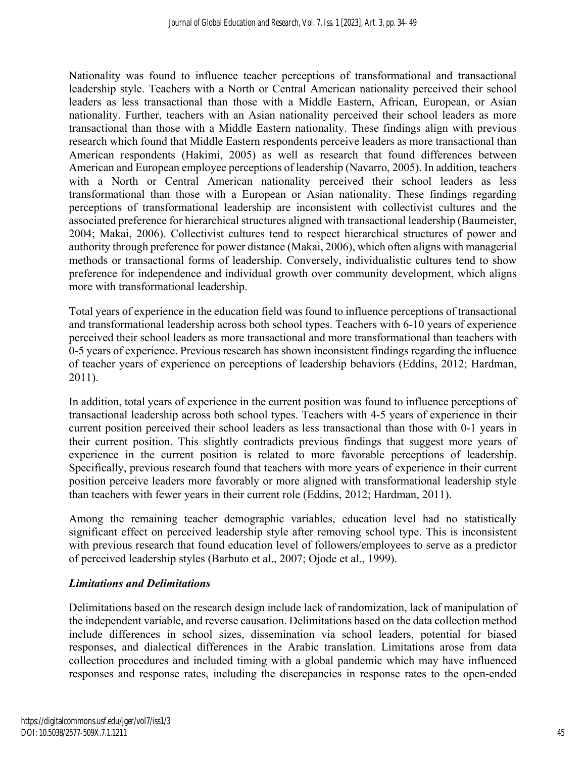Nationality was found to influence teacher perceptions of transformational and transactional leadership style. Teachers with a North or Central American nationality perceived their school leaders as less transactional than those with a Middle Eastern, African, European, or Asian nationality. Further, teachers with an Asian nationality perceived their school leaders as more transactional than those with a Middle Eastern nationality. These findings align with previous research which found that Middle Eastern respondents perceive leaders as more transactional than American respondents (Hakimi, 2005) as well as research that found differences between American and European employee perceptions of leadership (Navarro, 2005). In addition, teachers with a North or Central American nationality perceived their school leaders as less transformational than those with a European or Asian nationality. These findings regarding perceptions of transformational leadership are inconsistent with collectivist cultures and the associated preference for hierarchical structures aligned with transactional leadership (Baumeister, 2004; Makai, 2006). Collectivist cultures tend to respect hierarchical structures of power and authority through preference for power distance (Makai, 2006), which often aligns with managerial methods or transactional forms of leadership. Conversely, individualistic cultures tend to show preference for independence and individual growth over community development, which aligns more with transformational leadership.

Total years of experience in the education field was found to influence perceptions of transactional and transformational leadership across both school types. Teachers with 6-10 years of experience perceived their school leaders as more transactional and more transformational than teachers with 0-5 years of experience. Previous research has shown inconsistent findings regarding the influence of teacher years of experience on perceptions of leadership behaviors (Eddins, 2012; Hardman, 2011).

In addition, total years of experience in the current position was found to influence perceptions of transactional leadership across both school types. Teachers with 4-5 years of experience in their current position perceived their school leaders as less transactional than those with 0-1 years in their current position. This slightly contradicts previous findings that suggest more years of experience in the current position is related to more favorable perceptions of leadership. Specifically, previous research found that teachers with more years of experience in their current position perceive leaders more favorably or more aligned with transformational leadership style than teachers with fewer years in their current role (Eddins, 2012; Hardman, 2011).

Among the remaining teacher demographic variables, education level had no statistically significant effect on perceived leadership style after removing school type. This is inconsistent with previous research that found education level of followers/employees to serve as a predictor of perceived leadership styles (Barbuto et al., 2007; Ojode et al., 1999).

### *Limitations and Delimitations*

Delimitations based on the research design include lack of randomization, lack of manipulation of the independent variable, and reverse causation. Delimitations based on the data collection method include differences in school sizes, dissemination via school leaders, potential for biased responses, and dialectical differences in the Arabic translation. Limitations arose from data collection procedures and included timing with a global pandemic which may have influenced responses and response rates, including the discrepancies in response rates to the open-ended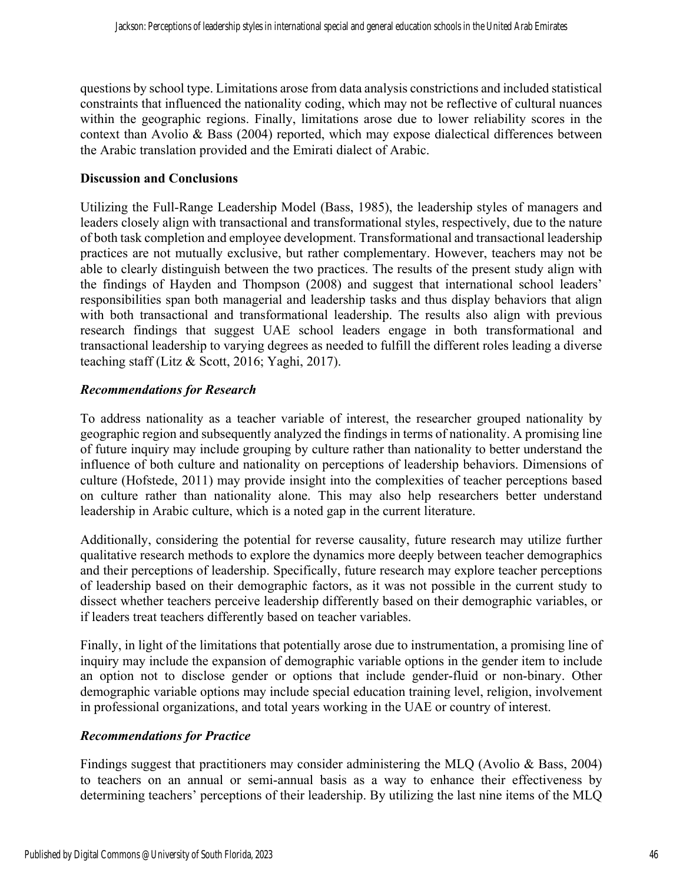questions by school type. Limitations arose from data analysis constrictions and included statistical constraints that influenced the nationality coding, which may not be reflective of cultural nuances within the geographic regions. Finally, limitations arose due to lower reliability scores in the context than Avolio & Bass (2004) reported, which may expose dialectical differences between the Arabic translation provided and the Emirati dialect of Arabic.

**Discussion and Conclusions**

Utilizing the Full-Range Leadership Model (Bass, 1985), the leadership styles of managers and leaders closely align with transactional and transformational styles, respectively, due to the nature of both task completion and employee development. Transformational and transactional leadership practices are not mutually exclusive, but rather complementary. However, teachers may not be able to clearly distinguish between the two practices. The results of the present study align with the findings of Hayden and Thompson (2008) and suggest that international school leaders' responsibilities span both managerial and leadership tasks and thus display behaviors that align with both transactional and transformational leadership. The results also align with previous research findings that suggest UAE school leaders engage in both transformational and transactional leadership to varying degrees as needed to fulfill the different roles leading a diverse teaching staff (Litz & Scott, 2016; Yaghi, 2017).

***Recommendations for Research***

To address nationality as a teacher variable of interest, the researcher grouped nationality by geographic region and subsequently analyzed the findings in terms of nationality. A promising line of future inquiry may include grouping by culture rather than nationality to better understand the influence of both culture and nationality on perceptions of leadership behaviors. Dimensions of culture (Hofstede, 2011) may provide insight into the complexities of teacher perceptions based on culture rather than nationality alone. This may also help researchers better understand leadership in Arabic culture, which is a noted gap in the current literature.

Additionally, considering the potential for reverse causality, future research may utilize further qualitative research methods to explore the dynamics more deeply between teacher demographics and their perceptions of leadership. Specifically, future research may explore teacher perceptions of leadership based on their demographic factors, as it was not possible in the current study to dissect whether teachers perceive leadership differently based on their demographic variables, or if leaders treat teachers differently based on teacher variables.

Finally, in light of the limitations that potentially arose due to instrumentation, a promising line of inquiry may include the expansion of demographic variable options in the gender item to include an option not to disclose gender or options that include gender-fluid or non-binary. Other demographic variable options may include special education training level, religion, involvement in professional organizations, and total years working in the UAE or country of interest.

***Recommendations for Practice***

Findings suggest that practitioners may consider administering the MLQ (Avolio & Bass, 2004) to teachers on an annual or semi-annual basis as a way to enhance their effectiveness by determining teachers' perceptions of their leadership. By utilizing the last nine items of the MLQ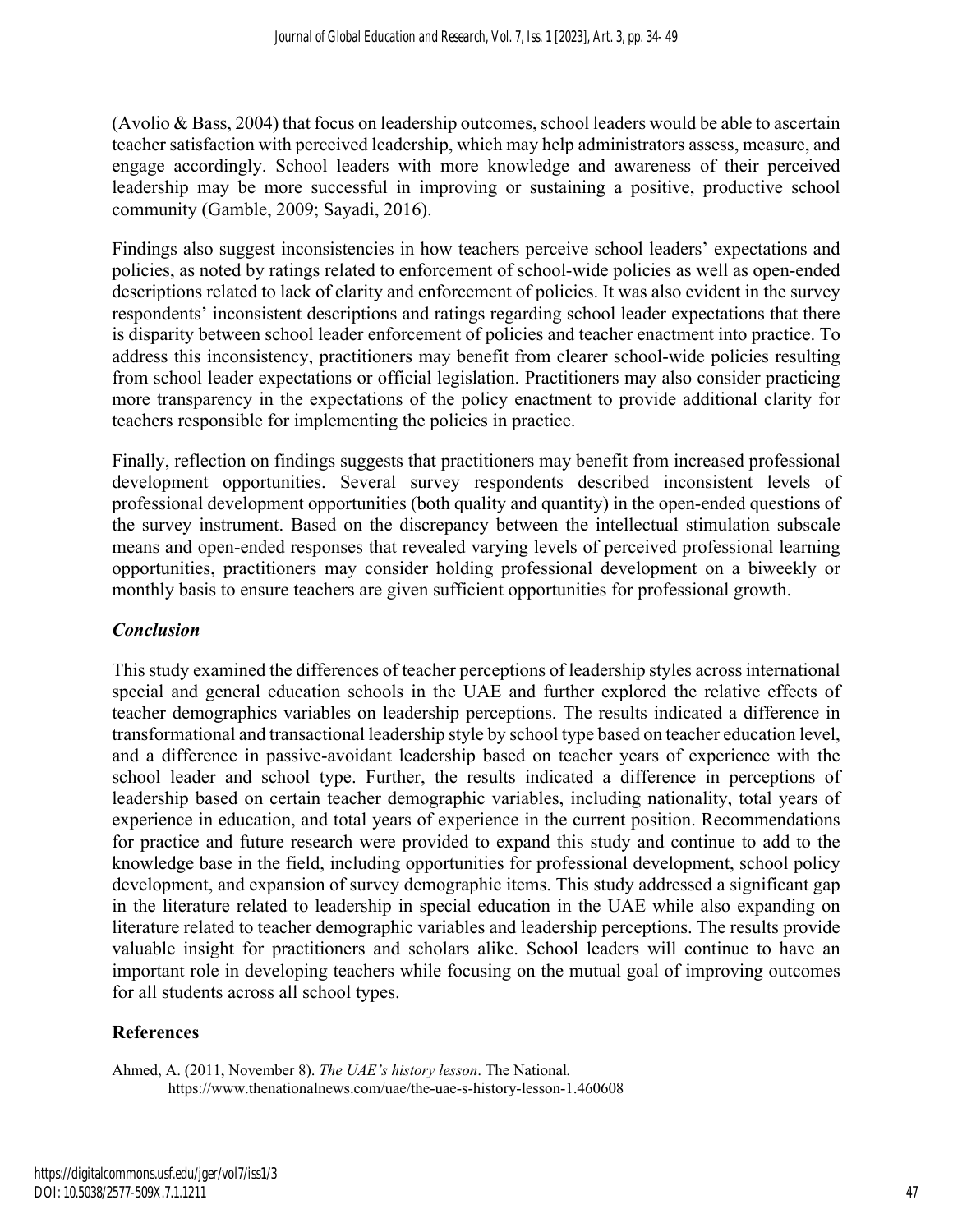(Avolio & Bass, 2004) that focus on leadership outcomes, school leaders would be able to ascertain teacher satisfaction with perceived leadership, which may help administrators assess, measure, and engage accordingly. School leaders with more knowledge and awareness of their perceived leadership may be more successful in improving or sustaining a positive, productive school community (Gamble, 2009; Sayadi, 2016).

Findings also suggest inconsistencies in how teachers perceive school leaders' expectations and policies, as noted by ratings related to enforcement of school-wide policies as well as open-ended descriptions related to lack of clarity and enforcement of policies. It was also evident in the survey respondents' inconsistent descriptions and ratings regarding school leader expectations that there is disparity between school leader enforcement of policies and teacher enactment into practice. To address this inconsistency, practitioners may benefit from clearer school-wide policies resulting from school leader expectations or official legislation. Practitioners may also consider practicing more transparency in the expectations of the policy enactment to provide additional clarity for teachers responsible for implementing the policies in practice.

Finally, reflection on findings suggests that practitioners may benefit from increased professional development opportunities. Several survey respondents described inconsistent levels of professional development opportunities (both quality and quantity) in the open-ended questions of the survey instrument. Based on the discrepancy between the intellectual stimulation subscale means and open-ended responses that revealed varying levels of perceived professional learning opportunities, practitioners may consider holding professional development on a biweekly or monthly basis to ensure teachers are given sufficient opportunities for professional growth.

### *Conclusion*

This study examined the differences of teacher perceptions of leadership styles across international special and general education schools in the UAE and further explored the relative effects of teacher demographics variables on leadership perceptions. The results indicated a difference in transformational and transactional leadership style by school type based on teacher education level, and a difference in passive-avoidant leadership based on teacher years of experience with the school leader and school type. Further, the results indicated a difference in perceptions of leadership based on certain teacher demographic variables, including nationality, total years of experience in education, and total years of experience in the current position. Recommendations for practice and future research were provided to expand this study and continue to add to the knowledge base in the field, including opportunities for professional development, school policy development, and expansion of survey demographic items. This study addressed a significant gap in the literature related to leadership in special education in the UAE while also expanding on literature related to teacher demographic variables and leadership perceptions. The results provide valuable insight for practitioners and scholars alike. School leaders will continue to have an important role in developing teachers while focusing on the mutual goal of improving outcomes for all students across all school types.

## References

Ahmed, A. (2011, November 8). *The UAE's history lesson*. The National. https://www.thenationalnews.com/uae/the-uae-s-history-lesson-1.460608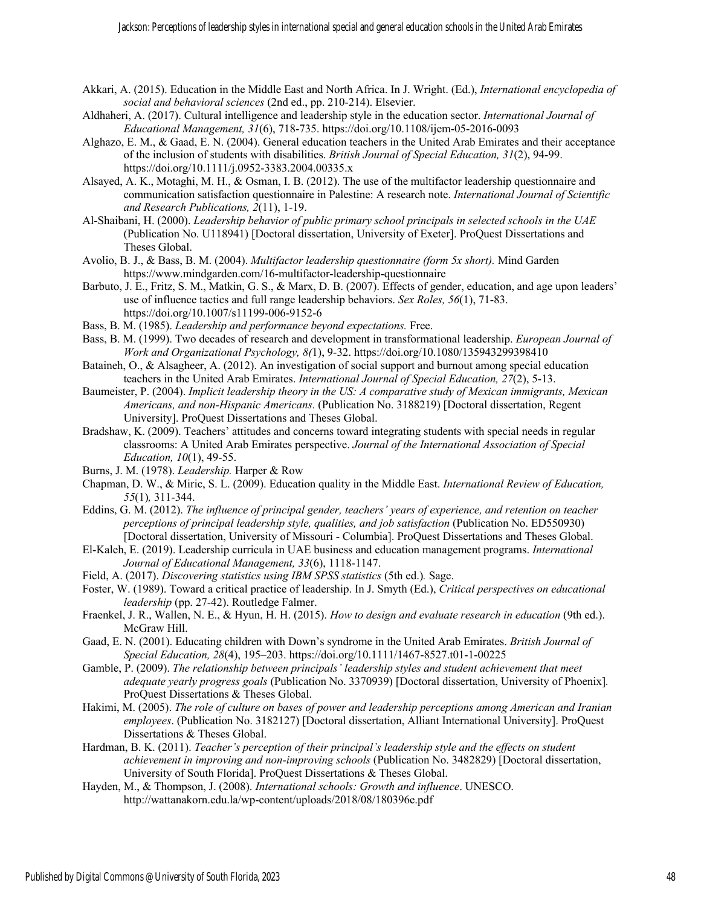Akkari, A. (2015). Education in the Middle East and North Africa. In J. Wright. (Ed.), *International encyclopedia of social and behavioral sciences* (2nd ed., pp. 210-214). Elsevier.

Aldhaheri, A. (2017). Cultural intelligence and leadership style in the education sector. *International Journal of Educational Management, 31*(6), 718-735. https://doi.org/10.1108/ijem-05-2016-0093

Alghazo, E. M., & Gaad, E. N. (2004). General education teachers in the United Arab Emirates and their acceptance of the inclusion of students with disabilities. *British Journal of Special Education, 31*(2), 94-99. https://doi.org/10.1111/j.0952-3383.2004.00335.x

Alsayed, A. K., Motaghi, M. H., & Osman, I. B. (2012). The use of the multifactor leadership questionnaire and communication satisfaction questionnaire in Palestine: A research note. *International Journal of Scientific and Research Publications, 2*(11), 1-19.

Al-Shaibani, H. (2000). *Leadership behavior of public primary school principals in selected schools in the UAE* (Publication No. U118941) [Doctoral dissertation, University of Exeter]. ProQuest Dissertations and Theses Global.

Avolio, B. J., & Bass, B. M. (2004). *Multifactor leadership questionnaire (form 5x short).* Mind Garden https://www.mindgarden.com/16-multifactor-leadership-questionnaire

Barbuto, J. E., Fritz, S. M., Matkin, G. S., & Marx, D. B. (2007). Effects of gender, education, and age upon leaders' use of influence tactics and full range leadership behaviors. *Sex Roles, 56*(1), 71-83. https://doi.org/10.1007/s11199-006-9152-6

Bass, B. M. (1985). *Leadership and performance beyond expectations.* Free.

Bass, B. M. (1999). Two decades of research and development in transformational leadership. *European Journal of Work and Organizational Psychology, 8(*1), 9-32. https://doi.org/10.1080/135943299398410

Bataineh, O., & Alsagheer, A. (2012). An investigation of social support and burnout among special education teachers in the United Arab Emirates. *International Journal of Special Education, 27*(2), 5-13.

Baumeister, P. (2004). *Implicit leadership theory in the US: A comparative study of Mexican immigrants, Mexican Americans, and non-Hispanic Americans.* (Publication No. 3188219) [Doctoral dissertation, Regent University]. ProQuest Dissertations and Theses Global.

Bradshaw, K. (2009). Teachers' attitudes and concerns toward integrating students with special needs in regular classrooms: A United Arab Emirates perspective. *Journal of the International Association of Special Education, 10*(1), 49-55.

Burns, J. M. (1978). *Leadership.* Harper & Row

Chapman, D. W., & Miric, S. L. (2009). Education quality in the Middle East. *International Review of Education, 55*(1)*,* 311-344.

Eddins, G. M. (2012). *The influence of principal gender, teachers' years of experience, and retention on teacher perceptions of principal leadership style, qualities, and job satisfaction* (Publication No. ED550930) [Doctoral dissertation, University of Missouri - Columbia]. ProQuest Dissertations and Theses Global.

El-Kaleh, E. (2019). Leadership curricula in UAE business and education management programs. *International Journal of Educational Management, 33*(6), 1118-1147.

Field, A. (2017). *Discovering statistics using IBM SPSS statistics* (5th ed.)*.* Sage.

Foster, W. (1989). Toward a critical practice of leadership. In J. Smyth (Ed.), *Critical perspectives on educational leadership* (pp. 27-42). Routledge Falmer.

Fraenkel, J. R., Wallen, N. E., & Hyun, H. H. (2015). *How to design and evaluate research in education* (9th ed.). McGraw Hill.

Gaad, E. N. (2001). Educating children with Down's syndrome in the United Arab Emirates. *British Journal of Special Education, 28*(4), 195–203. https://doi.org/10.1111/1467-8527.t01-1-00225

Gamble, P. (2009). *The relationship between principals' leadership styles and student achievement that meet adequate yearly progress goals* (Publication No. 3370939) [Doctoral dissertation, University of Phoenix]*.* ProQuest Dissertations & Theses Global.

Hakimi, M. (2005). *The role of culture on bases of power and leadership perceptions among American and Iranian employees*. (Publication No. 3182127) [Doctoral dissertation, Alliant International University]. ProQuest Dissertations & Theses Global.

Hardman, B. K. (2011). *Teacher's perception of their principal's leadership style and the effects on student achievement in improving and non-improving schools* (Publication No. 3482829) [Doctoral dissertation, University of South Florida]. ProQuest Dissertations & Theses Global.

Hayden, M., & Thompson, J. (2008). *International schools: Growth and influence*. UNESCO. http://wattanakorn.edu.la/wp-content/uploads/2018/08/180396e.pdf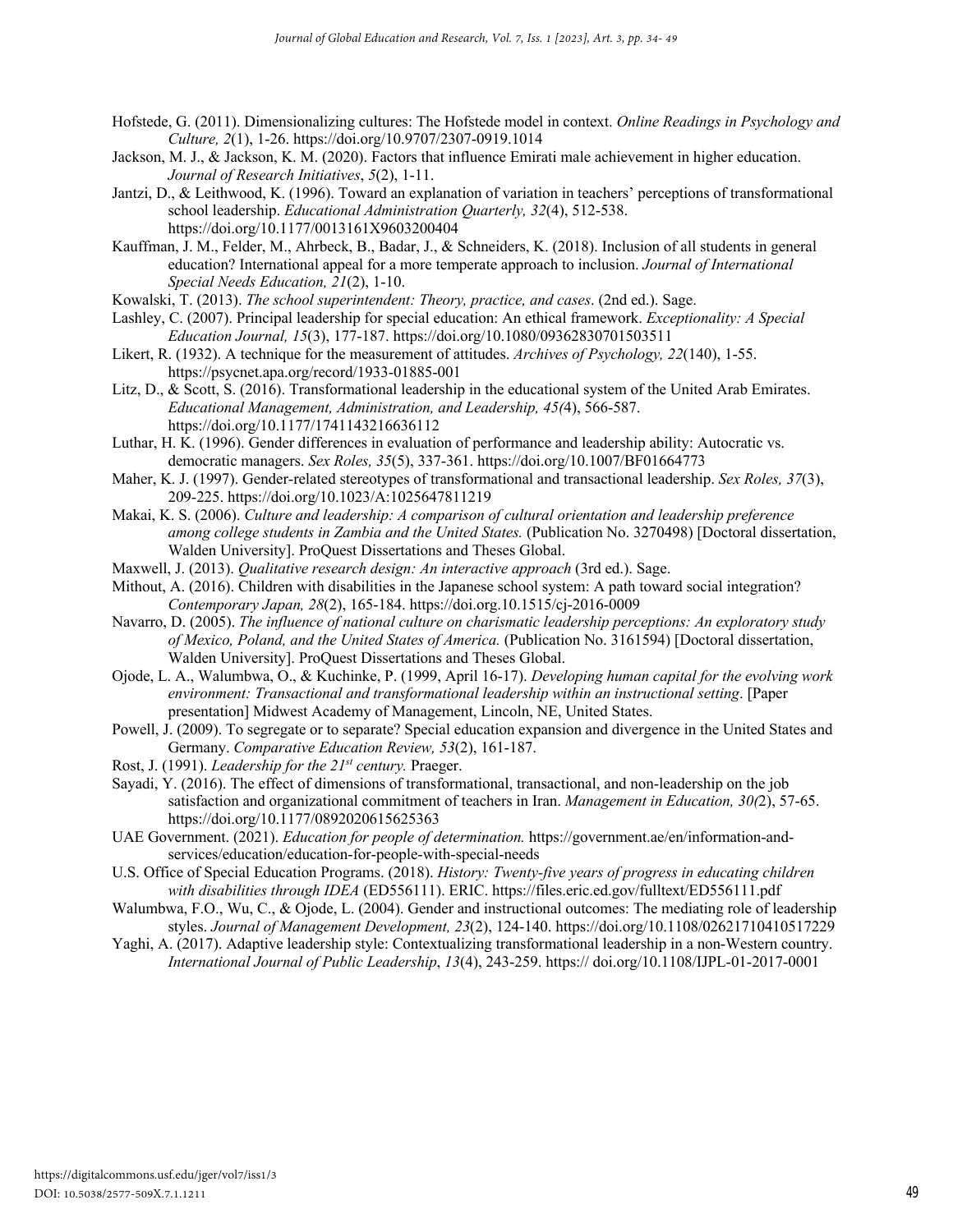Hofstede, G. (2011). Dimensionalizing cultures: The Hofstede model in context. *Online Readings in Psychology and Culture, 2*(1), 1-26. https://doi.org/10.9707/2307-0919.1014

Jackson, M. J., & Jackson, K. M. (2020). Factors that influence Emirati male achievement in higher education. *Journal of Research Initiatives*, *5*(2), 1-11.

Jantzi, D., & Leithwood, K. (1996). Toward an explanation of variation in teachers' perceptions of transformational school leadership. *Educational Administration Quarterly, 32*(4), 512-538. https://doi.org/10.1177/0013161X9603200404

Kauffman, J. M., Felder, M., Ahrbeck, B., Badar, J., & Schneiders, K. (2018). Inclusion of all students in general education? International appeal for a more temperate approach to inclusion. *Journal of International Special Needs Education, 21*(2), 1-10.

Kowalski, T. (2013). *The school superintendent: Theory, practice, and cases*. (2nd ed.). Sage.

Lashley, C. (2007). Principal leadership for special education: An ethical framework. *Exceptionality: A Special Education Journal, 15*(3), 177-187. https://doi.org/10.1080/09362830701503511

Likert, R. (1932). A technique for the measurement of attitudes. *Archives of Psychology, 22*(140), 1-55. https://psycnet.apa.org/record/1933-01885-001

Litz, D., & Scott, S. (2016). Transformational leadership in the educational system of the United Arab Emirates. *Educational Management, Administration, and Leadership, 45(*4), 566-587. https://doi.org/10.1177/1741143216636112

Luthar, H. K. (1996). Gender differences in evaluation of performance and leadership ability: Autocratic vs. democratic managers. *Sex Roles, 35*(5), 337-361. https://doi.org/10.1007/BF01664773

Maher, K. J. (1997). Gender-related stereotypes of transformational and transactional leadership. *Sex Roles, 37*(3), 209-225. https://doi.org/10.1023/A:1025647811219

Makai, K. S. (2006). *Culture and leadership: A comparison of cultural orientation and leadership preference among college students in Zambia and the United States.* (Publication No. 3270498) [Doctoral dissertation, Walden University]. ProQuest Dissertations and Theses Global.

Maxwell, J. (2013). *Qualitative research design: An interactive approach* (3rd ed.). Sage.

Mithout, A. (2016). Children with disabilities in the Japanese school system: A path toward social integration? *Contemporary Japan, 28*(2), 165-184. https://doi.org.10.1515/cj-2016-0009

Navarro, D. (2005). *The influence of national culture on charismatic leadership perceptions: An exploratory study of Mexico, Poland, and the United States of America.* (Publication No. 3161594) [Doctoral dissertation, Walden University]. ProQuest Dissertations and Theses Global.

Ojode, L. A., Walumbwa, O., & Kuchinke, P. (1999, April 16-17). *Developing human capital for the evolving work environment: Transactional and transformational leadership within an instructional setting*. [Paper presentation] Midwest Academy of Management, Lincoln, NE, United States.

Powell, J. (2009). To segregate or to separate? Special education expansion and divergence in the United States and Germany. *Comparative Education Review, 53*(2), 161-187.

Rost, J. (1991). *Leadership for the 21st century.* Praeger.

Sayadi, Y. (2016). The effect of dimensions of transformational, transactional, and non-leadership on the job satisfaction and organizational commitment of teachers in Iran. *Management in Education, 30(*2), 57-65. https://doi.org/10.1177/0892020615625363

UAE Government. (2021). *Education for people of determination.* https://government.ae/en/information-and-services/education/education-for-people-with-special-needs

U.S. Office of Special Education Programs. (2018). *History: Twenty-five years of progress in educating children with disabilities through IDEA* (ED556111). ERIC. https://files.eric.ed.gov/fulltext/ED556111.pdf

Walumbwa, F.O., Wu, C., & Ojode, L. (2004). Gender and instructional outcomes: The mediating role of leadership styles. *Journal of Management Development, 23*(2), 124-140. https://doi.org/10.1108/02621710410517229

Yaghi, A. (2017). Adaptive leadership style: Contextualizing transformational leadership in a non-Western country. *International Journal of Public Leadership*, *13*(4), 243-259. https:// doi.org/10.1108/IJPL-01-2017-0001